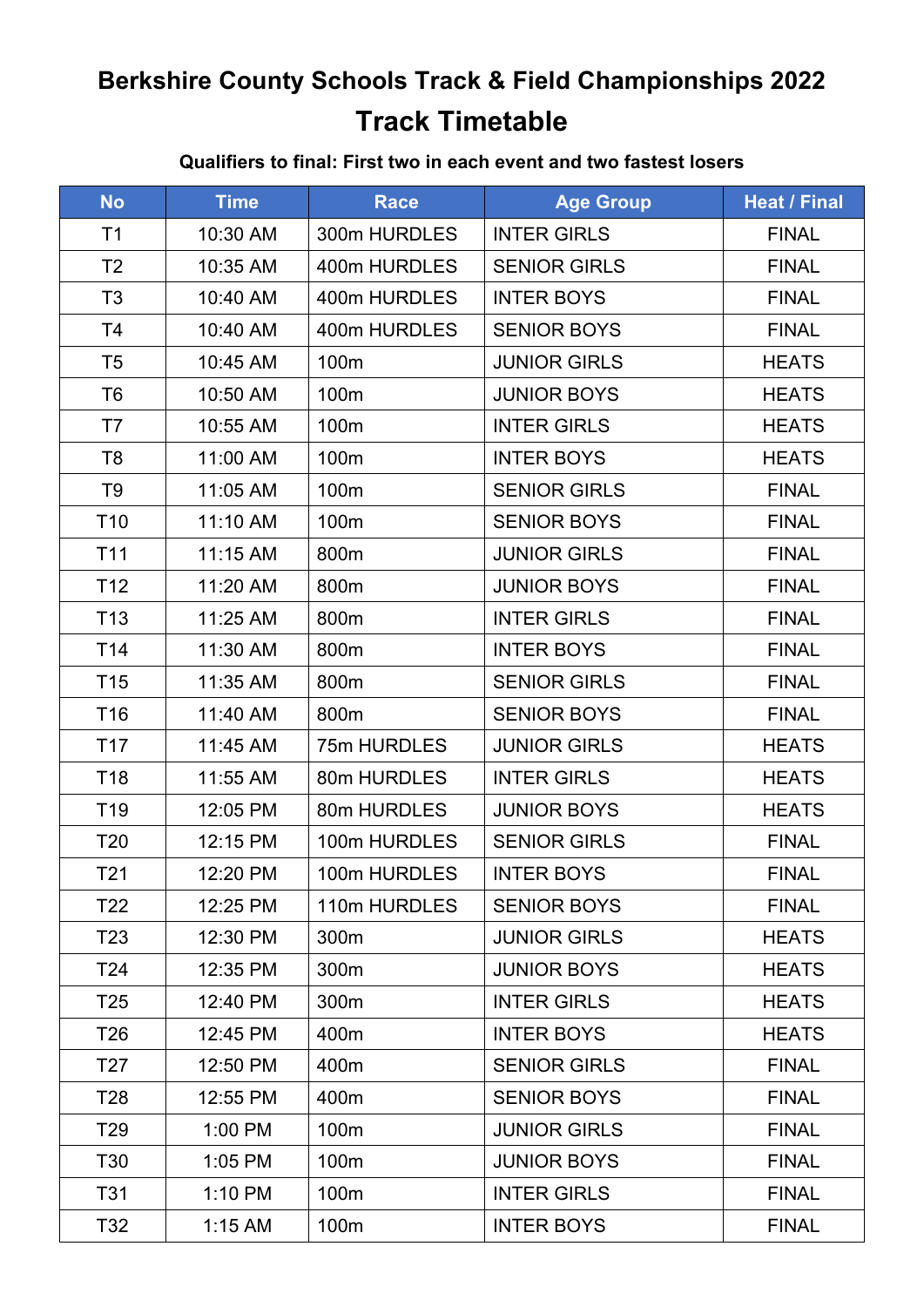# Berkshire County Schools Track & Field Championships 2022

## Track Timetable

**Qualifiers to final: First two in each event and two fastest losers**

| No | Time | Race | Age Group | Heat / Final |
|---|---|---|---|---|
| T1 | 10:30 AM | 300m HURDLES | INTER GIRLS | FINAL |
| T2 | 10:35 AM | 400m HURDLES | SENIOR GIRLS | FINAL |
| T3 | 10:40 AM | 400m HURDLES | INTER BOYS | FINAL |
| T4 | 10:40 AM | 400m HURDLES | SENIOR BOYS | FINAL |
| T5 | 10:45 AM | 100m | JUNIOR GIRLS | HEATS |
| T6 | 10:50 AM | 100m | JUNIOR BOYS | HEATS |
| T7 | 10:55 AM | 100m | INTER GIRLS | HEATS |
| T8 | 11:00 AM | 100m | INTER BOYS | HEATS |
| T9 | 11:05 AM | 100m | SENIOR GIRLS | FINAL |
| T10 | 11:10 AM | 100m | SENIOR BOYS | FINAL |
| T11 | 11:15 AM | 800m | JUNIOR GIRLS | FINAL |
| T12 | 11:20 AM | 800m | JUNIOR BOYS | FINAL |
| T13 | 11:25 AM | 800m | INTER GIRLS | FINAL |
| T14 | 11:30 AM | 800m | INTER BOYS | FINAL |
| T15 | 11:35 AM | 800m | SENIOR GIRLS | FINAL |
| T16 | 11:40 AM | 800m | SENIOR BOYS | FINAL |
| T17 | 11:45 AM | 75m HURDLES | JUNIOR GIRLS | HEATS |
| T18 | 11:55 AM | 80m HURDLES | INTER GIRLS | HEATS |
| T19 | 12:05 PM | 80m HURDLES | JUNIOR BOYS | HEATS |
| T20 | 12:15 PM | 100m HURDLES | SENIOR GIRLS | FINAL |
| T21 | 12:20 PM | 100m HURDLES | INTER BOYS | FINAL |
| T22 | 12:25 PM | 110m HURDLES | SENIOR BOYS | FINAL |
| T23 | 12:30 PM | 300m | JUNIOR GIRLS | HEATS |
| T24 | 12:35 PM | 300m | JUNIOR BOYS | HEATS |
| T25 | 12:40 PM | 300m | INTER GIRLS | HEATS |
| T26 | 12:45 PM | 400m | INTER BOYS | HEATS |
| T27 | 12:50 PM | 400m | SENIOR GIRLS | FINAL |
| T28 | 12:55 PM | 400m | SENIOR BOYS | FINAL |
| T29 | 1:00 PM | 100m | JUNIOR GIRLS | FINAL |
| T30 | 1:05 PM | 100m | JUNIOR BOYS | FINAL |
| T31 | 1:10 PM | 100m | INTER GIRLS | FINAL |
| T32 | 1:15 AM | 100m | INTER BOYS | FINAL |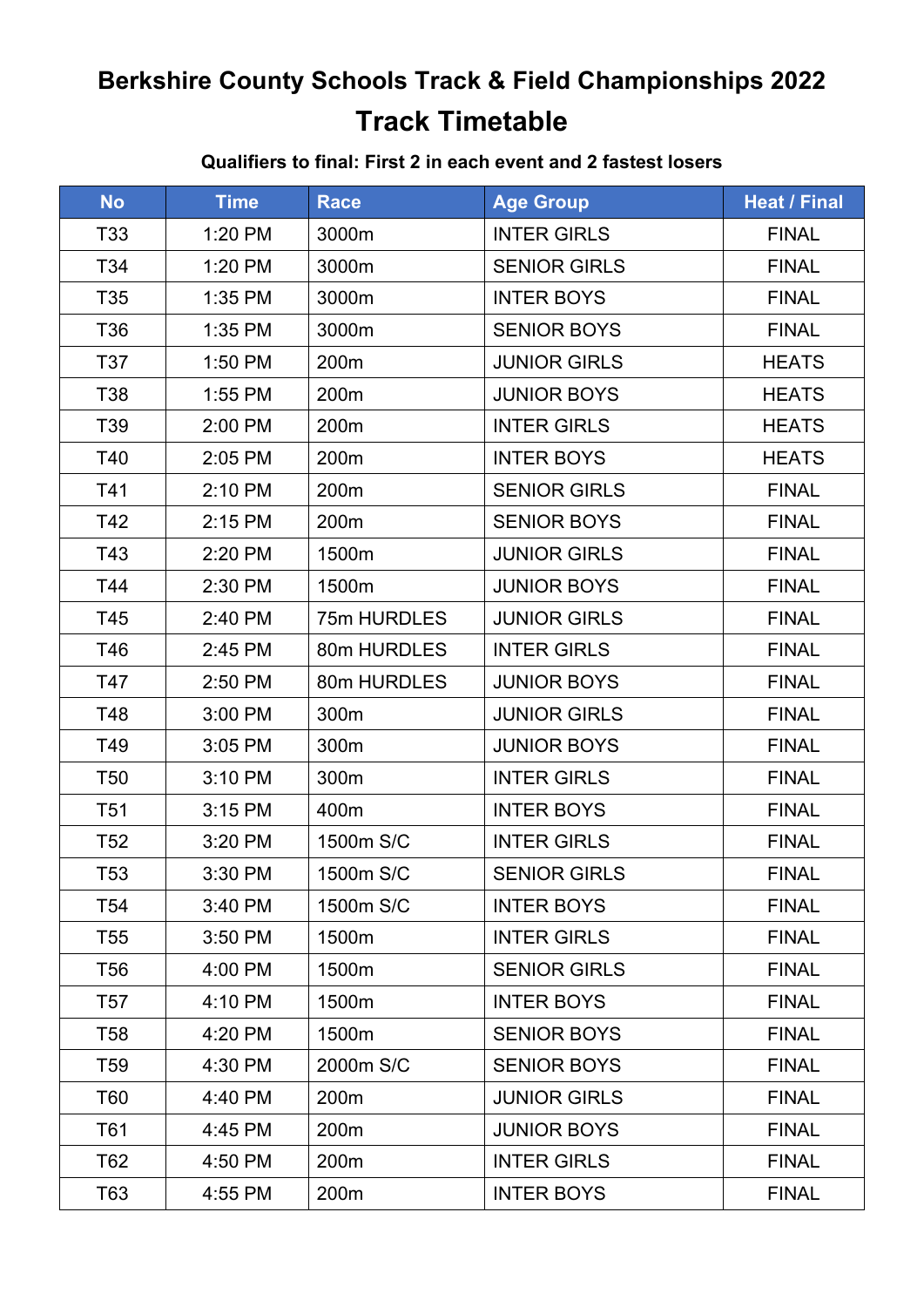# Berkshire County Schools Track & Field Championships 2022

## Track Timetable

**Qualifiers to final: First 2 in each event and 2 fastest losers**

| No | Time | Race | Age Group | Heat / Final |
|---|---|---|---|---|
| T33 | 1:20 PM | 3000m | INTER GIRLS | FINAL |
| T34 | 1:20 PM | 3000m | SENIOR GIRLS | FINAL |
| T35 | 1:35 PM | 3000m | INTER BOYS | FINAL |
| T36 | 1:35 PM | 3000m | SENIOR BOYS | FINAL |
| T37 | 1:50 PM | 200m | JUNIOR GIRLS | HEATS |
| T38 | 1:55 PM | 200m | JUNIOR BOYS | HEATS |
| T39 | 2:00 PM | 200m | INTER GIRLS | HEATS |
| T40 | 2:05 PM | 200m | INTER BOYS | HEATS |
| T41 | 2:10 PM | 200m | SENIOR GIRLS | FINAL |
| T42 | 2:15 PM | 200m | SENIOR BOYS | FINAL |
| T43 | 2:20 PM | 1500m | JUNIOR GIRLS | FINAL |
| T44 | 2:30 PM | 1500m | JUNIOR BOYS | FINAL |
| T45 | 2:40 PM | 75m HURDLES | JUNIOR GIRLS | FINAL |
| T46 | 2:45 PM | 80m HURDLES | INTER GIRLS | FINAL |
| T47 | 2:50 PM | 80m HURDLES | JUNIOR BOYS | FINAL |
| T48 | 3:00 PM | 300m | JUNIOR GIRLS | FINAL |
| T49 | 3:05 PM | 300m | JUNIOR BOYS | FINAL |
| T50 | 3:10 PM | 300m | INTER GIRLS | FINAL |
| T51 | 3:15 PM | 400m | INTER BOYS | FINAL |
| T52 | 3:20 PM | 1500m S/C | INTER GIRLS | FINAL |
| T53 | 3:30 PM | 1500m S/C | SENIOR GIRLS | FINAL |
| T54 | 3:40 PM | 1500m S/C | INTER BOYS | FINAL |
| T55 | 3:50 PM | 1500m | INTER GIRLS | FINAL |
| T56 | 4:00 PM | 1500m | SENIOR GIRLS | FINAL |
| T57 | 4:10 PM | 1500m | INTER BOYS | FINAL |
| T58 | 4:20 PM | 1500m | SENIOR BOYS | FINAL |
| T59 | 4:30 PM | 2000m S/C | SENIOR BOYS | FINAL |
| T60 | 4:40 PM | 200m | JUNIOR GIRLS | FINAL |
| T61 | 4:45 PM | 200m | JUNIOR BOYS | FINAL |
| T62 | 4:50 PM | 200m | INTER GIRLS | FINAL |
| T63 | 4:55 PM | 200m | INTER BOYS | FINAL |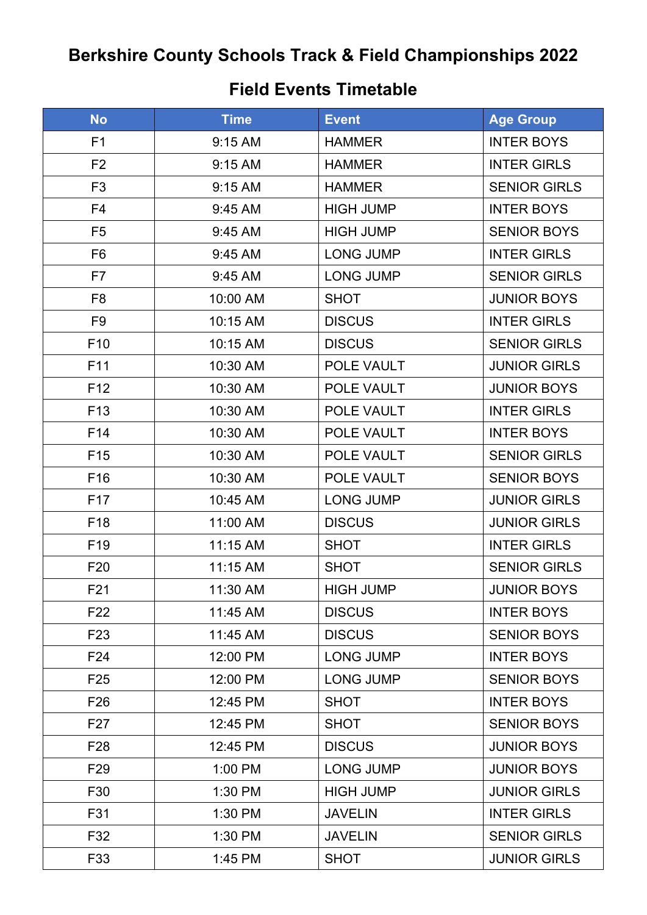# Berkshire County Schools Track & Field Championships 2022

## Field Events Timetable

| No | Time | Event | Age Group |
|---|---|---|---|
| F1 | 9:15 AM | HAMMER | INTER BOYS |
| F2 | 9:15 AM | HAMMER | INTER GIRLS |
| F3 | 9:15 AM | HAMMER | SENIOR GIRLS |
| F4 | 9:45 AM | HIGH JUMP | INTER BOYS |
| F5 | 9:45 AM | HIGH JUMP | SENIOR BOYS |
| F6 | 9:45 AM | LONG JUMP | INTER GIRLS |
| F7 | 9:45 AM | LONG JUMP | SENIOR GIRLS |
| F8 | 10:00 AM | SHOT | JUNIOR BOYS |
| F9 | 10:15 AM | DISCUS | INTER GIRLS |
| F10 | 10:15 AM | DISCUS | SENIOR GIRLS |
| F11 | 10:30 AM | POLE VAULT | JUNIOR GIRLS |
| F12 | 10:30 AM | POLE VAULT | JUNIOR BOYS |
| F13 | 10:30 AM | POLE VAULT | INTER GIRLS |
| F14 | 10:30 AM | POLE VAULT | INTER BOYS |
| F15 | 10:30 AM | POLE VAULT | SENIOR GIRLS |
| F16 | 10:30 AM | POLE VAULT | SENIOR BOYS |
| F17 | 10:45 AM | LONG JUMP | JUNIOR GIRLS |
| F18 | 11:00 AM | DISCUS | JUNIOR GIRLS |
| F19 | 11:15 AM | SHOT | INTER GIRLS |
| F20 | 11:15 AM | SHOT | SENIOR GIRLS |
| F21 | 11:30 AM | HIGH JUMP | JUNIOR BOYS |
| F22 | 11:45 AM | DISCUS | INTER BOYS |
| F23 | 11:45 AM | DISCUS | SENIOR BOYS |
| F24 | 12:00 PM | LONG JUMP | INTER BOYS |
| F25 | 12:00 PM | LONG JUMP | SENIOR BOYS |
| F26 | 12:45 PM | SHOT | INTER BOYS |
| F27 | 12:45 PM | SHOT | SENIOR BOYS |
| F28 | 12:45 PM | DISCUS | JUNIOR BOYS |
| F29 | 1:00 PM | LONG JUMP | JUNIOR BOYS |
| F30 | 1:30 PM | HIGH JUMP | JUNIOR GIRLS |
| F31 | 1:30 PM | JAVELIN | INTER GIRLS |
| F32 | 1:30 PM | JAVELIN | SENIOR GIRLS |
| F33 | 1:45 PM | SHOT | JUNIOR GIRLS |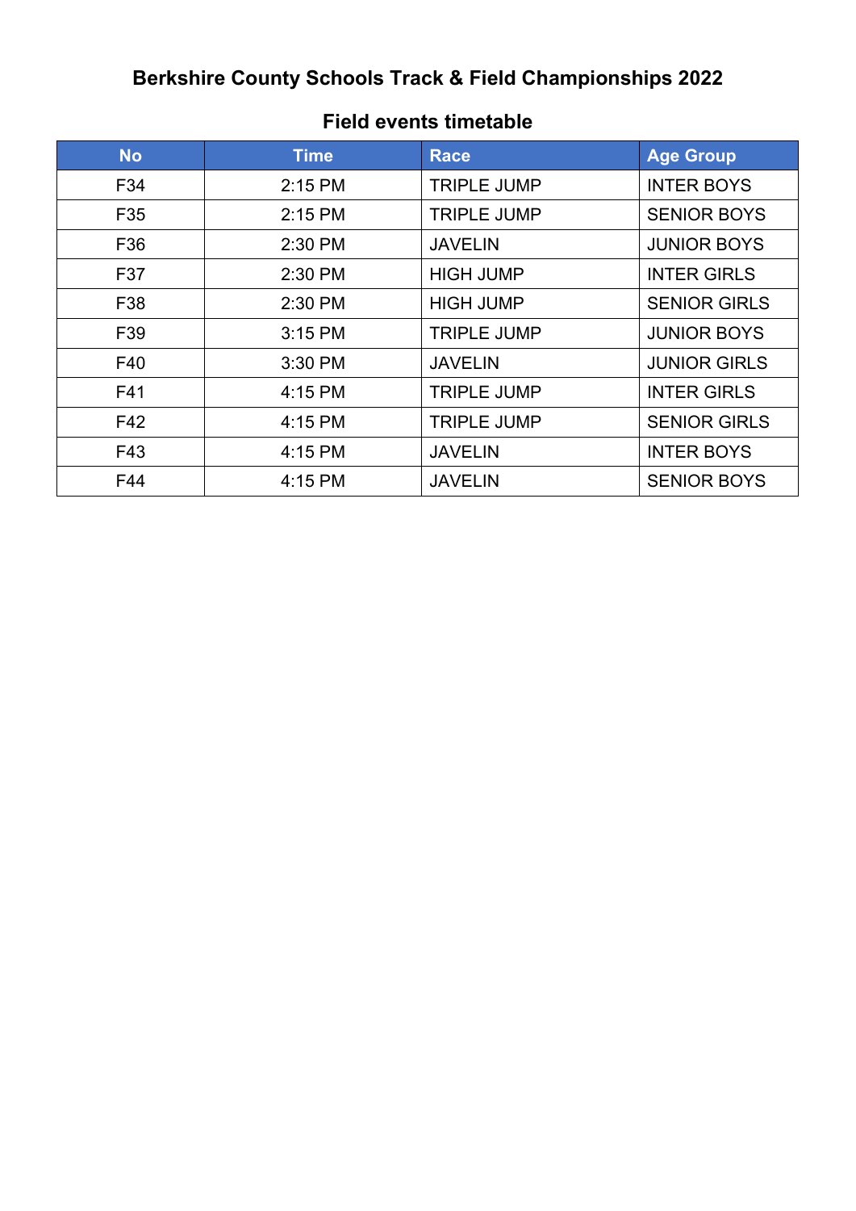# Berkshire County Schools Track & Field Championships 2022

## Field events timetable

| No | Time | Race | Age Group |
|---|---|---|---|
| F34 | 2:15 PM | TRIPLE JUMP | INTER BOYS |
| F35 | 2:15 PM | TRIPLE JUMP | SENIOR BOYS |
| F36 | 2:30 PM | JAVELIN | JUNIOR BOYS |
| F37 | 2:30 PM | HIGH JUMP | INTER GIRLS |
| F38 | 2:30 PM | HIGH JUMP | SENIOR GIRLS |
| F39 | 3:15 PM | TRIPLE JUMP | JUNIOR BOYS |
| F40 | 3:30 PM | JAVELIN | JUNIOR GIRLS |
| F41 | 4:15 PM | TRIPLE JUMP | INTER GIRLS |
| F42 | 4:15 PM | TRIPLE JUMP | SENIOR GIRLS |
| F43 | 4:15 PM | JAVELIN | INTER BOYS |
| F44 | 4:15 PM | JAVELIN | SENIOR BOYS |